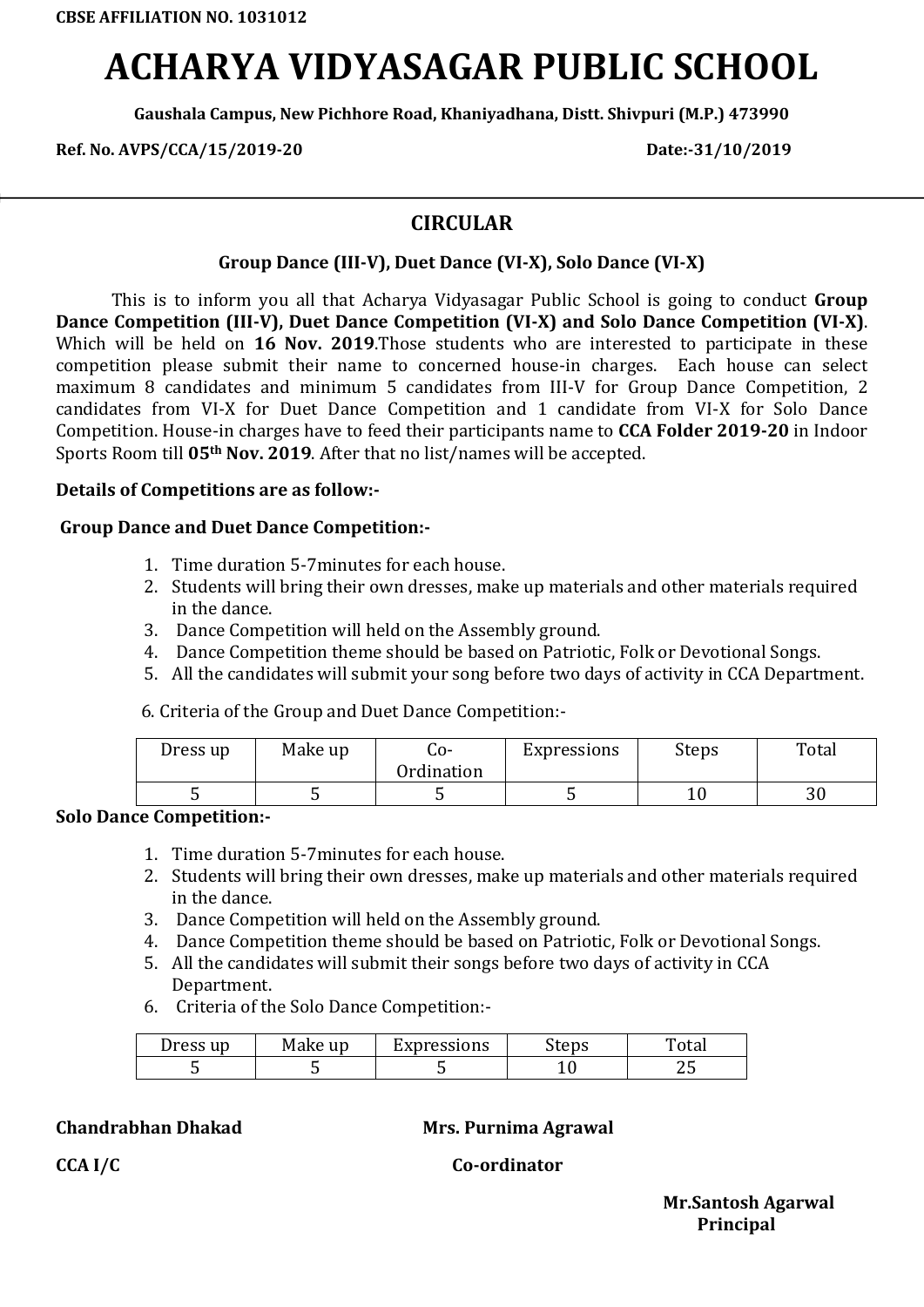**CBSE AFFILIATION NO. 1031012**

# ACHARYA VIDYASAGAR PUBLIC SCHOOL

**Gaushala Campus, New Pichhore Road, Khaniyadhana, Distt. Shivpuri (M.P.) 473990**

**Ref. No. AVPS/CCA/15/2019-20** **Date:-31/10/2019**

---

## CIRCULAR

### Group Dance (III-V), Duet Dance (VI-X), Solo Dance (VI-X)

This is to inform you all that Acharya Vidyasagar Public School is going to conduct **Group Dance Competition (III-V), Duet Dance Competition (VI-X) and Solo Dance Competition (VI-X)**. Which will be held on **16 Nov. 2019**.Those students who are interested to participate in these competition please submit their name to concerned house-in charges. Each house can select maximum 8 candidates and minimum 5 candidates from III-V for Group Dance Competition, 2 candidates from VI-X for Duet Dance Competition and 1 candidate from VI-X for Solo Dance Competition. House-in charges have to feed their participants name to **CCA Folder 2019-20** in Indoor Sports Room till **05th Nov. 2019**. After that no list/names will be accepted.

**Details of Competitions are as follow:-**

**Group Dance and Duet Dance Competition:-**

1. Time duration 5-7minutes for each house.
2. Students will bring their own dresses, make up materials and other materials required in the dance.
3. Dance Competition will held on the Assembly ground.
4. Dance Competition theme should be based on Patriotic, Folk or Devotional Songs.
5. All the candidates will submit your song before two days of activity in CCA Department.
6. Criteria of the Group and Duet Dance Competition:-

| Dress up | Make up | Co-Ordination | Expressions | Steps | Total |
|---|---|---|---|---|---|
| 5 | 5 | 5 | 5 | 10 | 30 |

**Solo Dance Competition:-**

1. Time duration 5-7minutes for each house.
2. Students will bring their own dresses, make up materials and other materials required in the dance.
3. Dance Competition will held on the Assembly ground.
4. Dance Competition theme should be based on Patriotic, Folk or Devotional Songs.
5. All the candidates will submit their songs before two days of activity in CCA Department.
6. Criteria of the Solo Dance Competition:-

| Dress up | Make up | Expressions | Steps | Total |
|---|---|---|---|---|
| 5 | 5 | 5 | 10 | 25 |

**Chandrabhan Dhakad**
**CCA I/C**

**Mrs. Purnima Agrawal**
**Co-ordinator**

**Mr.Santosh Agarwal**
**Principal**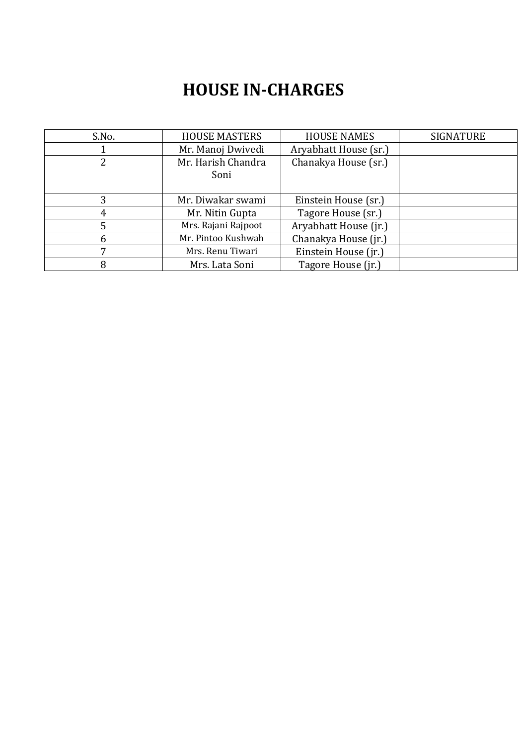# HOUSE IN-CHARGES

| S.No. | HOUSE MASTERS | HOUSE NAMES | SIGNATURE |
| --- | --- | --- | --- |
| 1 | Mr. Manoj Dwivedi | Aryabhatt House (sr.) | |
| 2 | Mr. Harish Chandra Soni | Chanakya House (sr.) | |
| 3 | Mr. Diwakar swami | Einstein House (sr.) | |
| 4 | Mr. Nitin Gupta | Tagore House (sr.) | |
| 5 | Mrs. Rajani Rajpoot | Aryabhatt House (jr.) | |
| 6 | Mr. Pintoo Kushwah | Chanakya House (jr.) | |
| 7 | Mrs. Renu Tiwari | Einstein House (jr.) | |
| 8 | Mrs. Lata Soni | Tagore House (jr.) | |